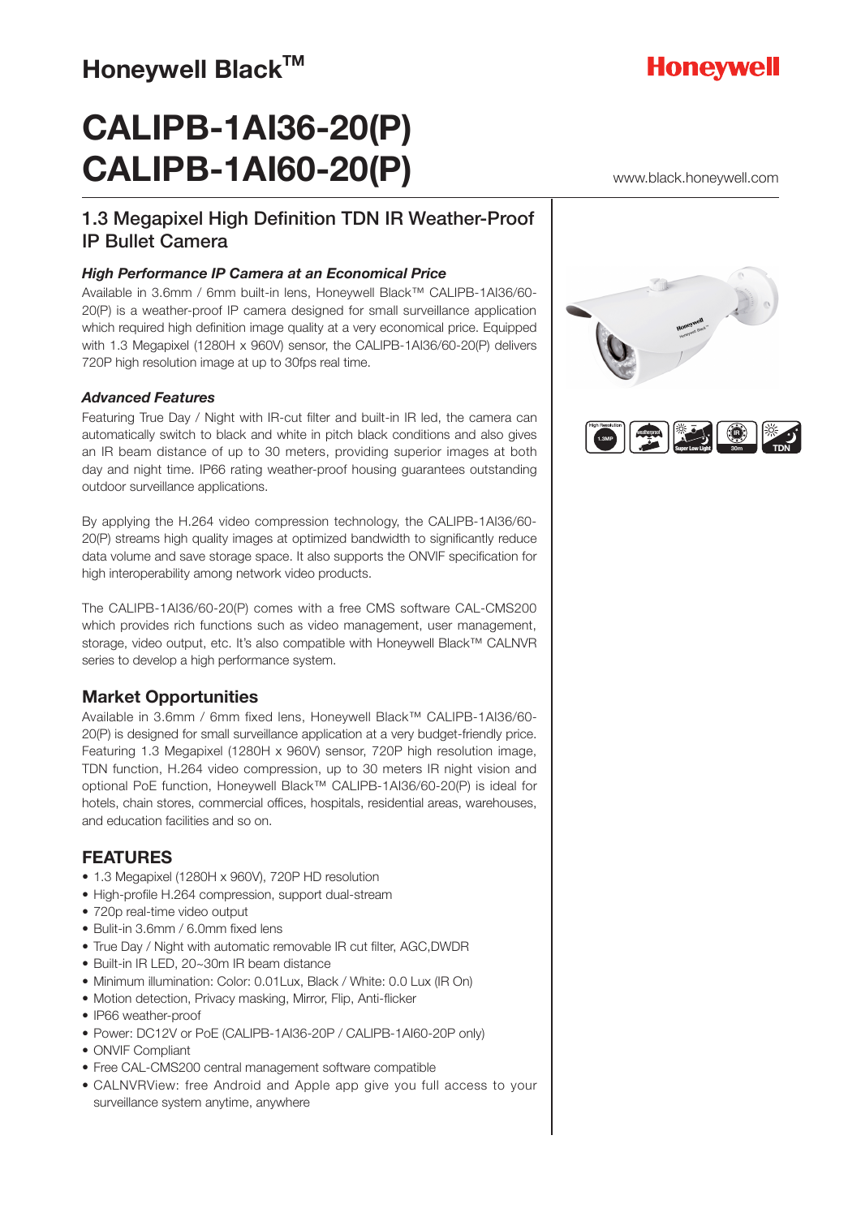Honeywell Black™

Honeywell

# CALIPB-1AI36-20(P)
# CALIPB-1AI60-20(P)

www.black.honeywell.com

## 1.3 Megapixel High Definition TDN IR Weather-Proof IP Bullet Camera

### *High Performance IP Camera at an Economical Price*

Available in 3.6mm / 6mm built-in lens, Honeywell Black™ CALIPB-1AI36/60-20(P) is a weather-proof IP camera designed for small surveillance application which required high definition image quality at a very economical price. Equipped with 1.3 Megapixel (1280H x 960V) sensor, the CALIPB-1AI36/60-20(P) delivers 720P high resolution image at up to 30fps real time.

### *Advanced Features*

Featuring True Day / Night with IR-cut filter and built-in IR led, the camera can automatically switch to black and white in pitch black conditions and also gives an IR beam distance of up to 30 meters, providing superior images at both day and night time. IP66 rating weather-proof housing guarantees outstanding outdoor surveillance applications.

By applying the H.264 video compression technology, the CALIPB-1AI36/60-20(P) streams high quality images at optimized bandwidth to significantly reduce data volume and save storage space. It also supports the ONVIF specification for high interoperability among network video products.

The CALIPB-1AI36/60-20(P) comes with a free CMS software CAL-CMS200 which provides rich functions such as video management, user management, storage, video output, etc. It's also compatible with Honeywell Black™ CALNVR series to develop a high performance system.

## Market Opportunities

Available in 3.6mm / 6mm fixed lens, Honeywell Black™ CALIPB-1AI36/60-20(P) is designed for small surveillance application at a very budget-friendly price. Featuring 1.3 Megapixel (1280H x 960V) sensor, 720P high resolution image, TDN function, H.264 video compression, up to 30 meters IR night vision and optional PoE function, Honeywell Black™ CALIPB-1AI36/60-20(P) is ideal for hotels, chain stores, commercial offices, hospitals, residential areas, warehouses, and education facilities and so on.

## FEATURES

- 1.3 Megapixel (1280H x 960V), 720P HD resolution
- High-profile H.264 compression, support dual-stream
- 720p real-time video output
- Bulit-in 3.6mm / 6.0mm fixed lens
- True Day / Night with automatic removable IR cut filter, AGC,DWDR
- Built-in IR LED, 20~30m IR beam distance
- Minimum illumination: Color: 0.01Lux, Black / White: 0.0 Lux (IR On)
- Motion detection, Privacy masking, Mirror, Flip, Anti-flicker
- IP66 weather-proof
- Power: DC12V or PoE (CALIPB-1AI36-20P / CALIPB-1AI60-20P only)
- ONVIF Compliant
- Free CAL-CMS200 central management software compatible
- CALNVRView: free Android and Apple app give you full access to your surveillance system anytime, anywhere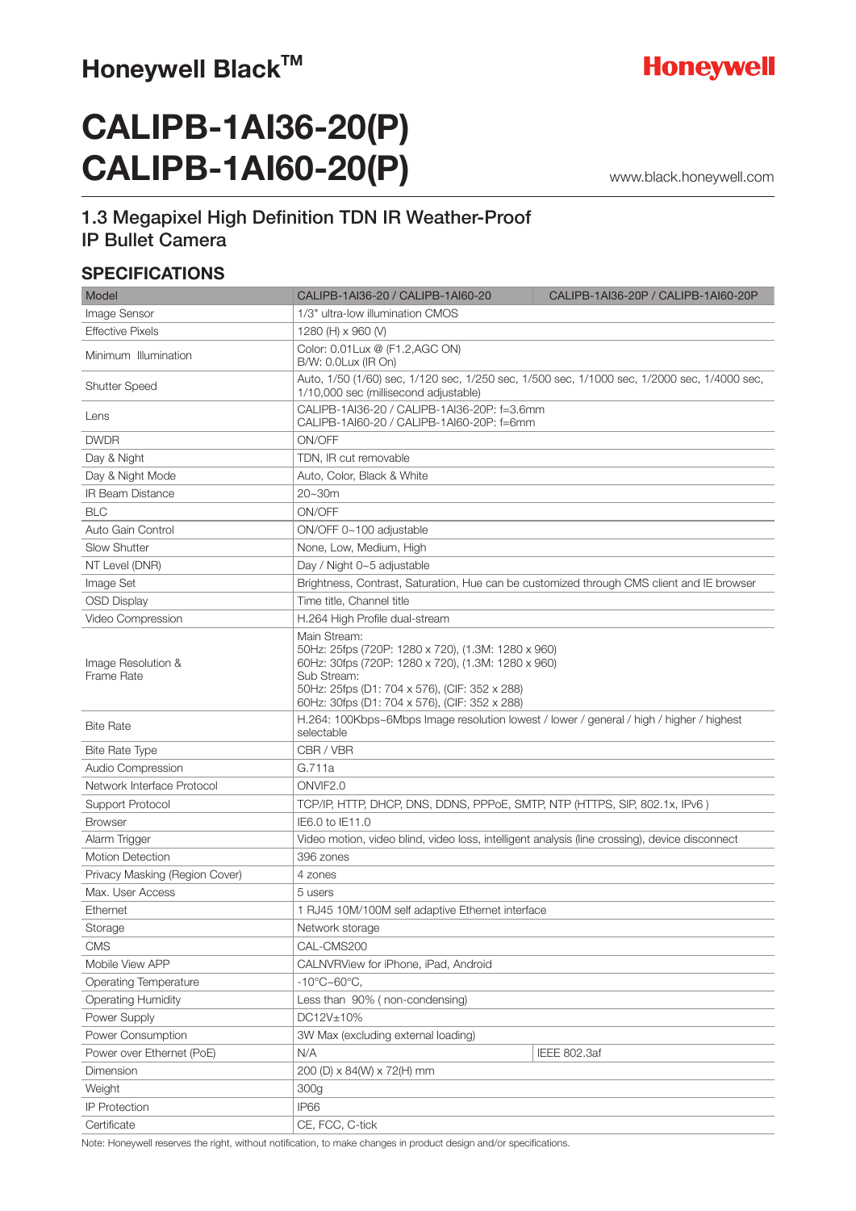## Honeywell Black™

**Honeywell**

# CALIPB-1AI36-20(P)
# CALIPB-1AI60-20(P)

www.black.honeywell.com

### 1.3 Megapixel High Definition TDN IR Weather-Proof IP Bullet Camera

## SPECIFICATIONS

| Model | CALIPB-1AI36-20 / CALIPB-1AI60-20 | CALIPB-1AI36-20P / CALIPB-1AI60-20P |
|---|---|---|
| Image Sensor | 1/3" ultra-low illumination CMOS | |
| Effective Pixels | 1280 (H) x 960 (V) | |
| Minimum Illumination | Color: 0.01Lux @ (F1.2,AGC ON)<br>B/W: 0.0Lux (IR On) | |
| Shutter Speed | Auto, 1/50 (1/60) sec, 1/120 sec, 1/250 sec, 1/500 sec, 1/1000 sec, 1/2000 sec, 1/4000 sec, 1/10,000 sec (millisecond adjustable) | |
| Lens | CALIPB-1AI36-20 / CALIPB-1AI36-20P: f=3.6mm<br>CALIPB-1AI60-20 / CALIPB-1AI60-20P: f=6mm | |
| DWDR | ON/OFF | |
| Day & Night | TDN, IR cut removable | |
| Day & Night Mode | Auto, Color, Black & White | |
| IR Beam Distance | 20~30m | |
| BLC | ON/OFF | |
| Auto Gain Control | ON/OFF 0~100 adjustable | |
| Slow Shutter | None, Low, Medium, High | |
| NT Level (DNR) | Day / Night 0~5 adjustable | |
| Image Set | Brightness, Contrast, Saturation, Hue can be customized through CMS client and IE browser | |
| OSD Display | Time title, Channel title | |
| Video Compression | H.264 High Profile dual-stream | |
| Image Resolution & Frame Rate | Main Stream:<br>50Hz: 25fps (720P: 1280 x 720), (1.3M: 1280 x 960)<br>60Hz: 30fps (720P: 1280 x 720), (1.3M: 1280 x 960)<br>Sub Stream:<br>50Hz: 25fps (D1: 704 x 576), (CIF: 352 x 288)<br>60Hz: 30fps (D1: 704 x 576), (CIF: 352 x 288) | |
| Bite Rate | H.264: 100Kbps~6Mbps Image resolution lowest / lower / general / high / higher / highest selectable | |
| Bite Rate Type | CBR / VBR | |
| Audio Compression | G.711a | |
| Network Interface Protocol | ONVIF2.0 | |
| Support Protocol | TCP/IP, HTTP, DHCP, DNS, DDNS, PPPoE, SMTP, NTP (HTTPS, SIP, 802.1x, IPv6 ) | |
| Browser | IE6.0 to IE11.0 | |
| Alarm Trigger | Video motion, video blind, video loss, intelligent analysis (line crossing), device disconnect | |
| Motion Detection | 396 zones | |
| Privacy Masking (Region Cover) | 4 zones | |
| Max. User Access | 5 users | |
| Ethernet | 1 RJ45 10M/100M self adaptive Ethernet interface | |
| Storage | Network storage | |
| CMS | CAL-CMS200 | |
| Mobile View APP | CALNVRView for iPhone, iPad, Android | |
| Operating Temperature | -10°C~60°C, | |
| Operating Humidity | Less than 90% ( non-condensing) | |
| Power Supply | DC12V±10% | |
| Power Consumption | 3W Max (excluding external loading) | |
| Power over Ethernet (PoE) | N/A | IEEE 802.3af |
| Dimension | 200 (D) x 84(W) x 72(H) mm | |
| Weight | 300g | |
| IP Protection | IP66 | |
| Certificate | CE, FCC, C-tick | |

Note: Honeywell reserves the right, without notification, to make changes in product design and/or specifications.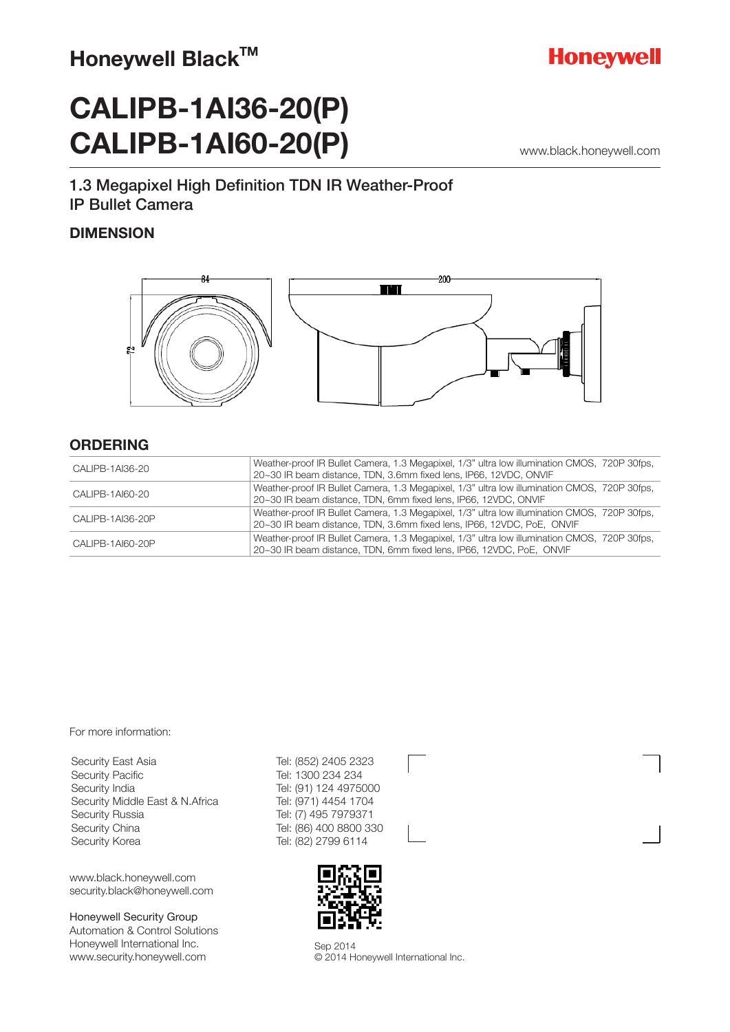Honeywell Black™

Honeywell

# CALIPB-1AI36-20(P)
# CALIPB-1AI60-20(P)

www.black.honeywell.com

1.3 Megapixel High Definition TDN IR Weather-Proof IP Bullet Camera

## DIMENSION

84

72

200

## ORDERING

| | |
|---|---|
| CALIPB-1AI36-20 | Weather-proof IR Bullet Camera, 1.3 Megapixel, 1/3" ultra low illumination CMOS, 720P 30fps, 20~30 IR beam distance, TDN, 3.6mm fixed lens, IP66, 12VDC, ONVIF |
| CALIPB-1AI60-20 | Weather-proof IR Bullet Camera, 1.3 Megapixel, 1/3" ultra low illumination CMOS, 720P 30fps, 20~30 IR beam distance, TDN, 6mm fixed lens, IP66, 12VDC, ONVIF |
| CALIPB-1AI36-20P | Weather-proof IR Bullet Camera, 1.3 Megapixel, 1/3" ultra low illumination CMOS, 720P 30fps, 20~30 IR beam distance, TDN, 3.6mm fixed lens, IP66, 12VDC, PoE, ONVIF |
| CALIPB-1AI60-20P | Weather-proof IR Bullet Camera, 1.3 Megapixel, 1/3" ultra low illumination CMOS, 720P 30fps, 20~30 IR beam distance, TDN, 6mm fixed lens, IP66, 12VDC, PoE, ONVIF |

For more information:

| | |
|---|---|
| Security East Asia | Tel: (852) 2405 2323 |
| Security Pacific | Tel: 1300 234 234 |
| Security India | Tel: (91) 124 4975000 |
| Security Middle East & N.Africa | Tel: (971) 4454 1704 |
| Security Russia | Tel: (7) 495 7979371 |
| Security China | Tel: (86) 400 8800 330 |
| Security Korea | Tel: (82) 2799 6114 |

www.black.honeywell.com
security.black@honeywell.com

Honeywell Security Group
Automation & Control Solutions
Honeywell International Inc.
www.security.honeywell.com

Sep 2014
© 2014 Honeywell International Inc.